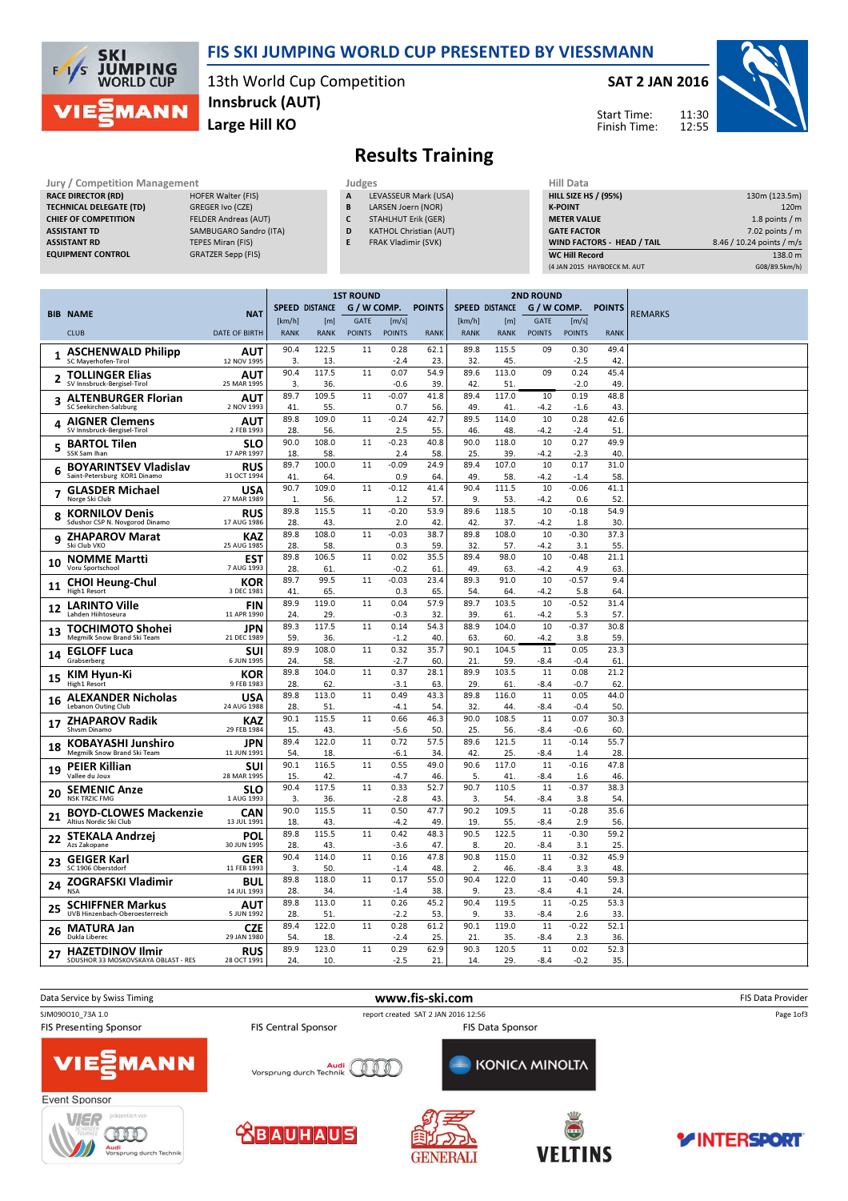# FIS SKI JUMPING WORLD CUP PRESENTED BY VIESSMANN

13th World Cup Competition
Innsbruck (AUT)
Large Hill KO

SAT 2 JAN 2016

Start Time: 11:30
Finish Time: 12:55

## Results Training

| Jury / Competition Management | |
|---|---|
| RACE DIRECTOR (RD) | HOFER Walter (FIS) |
| TECHNICAL DELEGATE (TD) | GREGER Ivo (CZE) |
| CHIEF OF COMPETITION | FELDER Andreas (AUT) |
| ASSISTANT TD | SAMBUGARO Sandro (ITA) |
| ASSISTANT RD | TEPES Miran (FIS) |
| EQUIPMENT CONTROL | GRATZER Sepp (FIS) |

| Judges | |
|---|---|
| A | LEVASSEUR Mark (USA) |
| B | LARSEN Joern (NOR) |
| C | STAHLHUT Erik (GER) |
| D | KATHOL Christian (AUT) |
| E | FRAK Vladimir (SVK) |

| Hill Data | |
|---|---|
| HILL SIZE HS / (95%) | 130m (123.5m) |
| K-POINT | 120m |
| METER VALUE | 1.8 points / m |
| GATE FACTOR | 7.02 points / m |
| WIND FACTORS - HEAD / TAIL | 8.46 / 10.24 points / m/s |
| WC Hill Record | 138.0 m |
| (4 JAN 2015 HAYBOECK M. AUT | G08/89.5km/h) |

| BIB | NAME / CLUB | NAT / DATE OF BIRTH | 1ST ROUND SPEED [km/h] / RANK | DISTANCE [m] / RANK | GATE / GATE POINTS | WIND [m/s] / WIND POINTS | POINTS / RANK | 2ND ROUND SPEED [km/h] / RANK | DISTANCE [m] / RANK | GATE / GATE POINTS | WIND [m/s] / WIND POINTS | POINTS / RANK | REMARKS |
|---|---|---|---|---|---|---|---|---|---|---|---|---|---|
| 1 | ASCHENWALD Philipp<br>SC Mayerhofen-Tirol | AUT<br>12 NOV 1995 | 90.4<br>3. | 122.5<br>13. | 11 | 0.28<br>-2.4 | 62.1<br>23. | 89.8<br>32. | 115.5<br>45. | 09 | 0.30<br>-2.5 | 49.4<br>42. | |
| 2 | TOLLINGER Elias<br>SV Innsbruck-Bergisel-Tirol | AUT<br>25 MAR 1995 | 90.4<br>3. | 117.5<br>36. | 11 | 0.07<br>-0.6 | 54.9<br>39. | 89.6<br>42. | 113.0<br>51. | 09 | 0.24<br>-2.0 | 45.4<br>49. | |
| 3 | ALTENBURGER Florian<br>SC Seekirchen-Salzburg | AUT<br>2 NOV 1993 | 89.7<br>41. | 109.5<br>55. | 11 | -0.07<br>0.7 | 41.8<br>56. | 89.4<br>49. | 117.0<br>41. | 10<br>-4.2 | 0.19<br>-1.6 | 48.8<br>43. | |
| 4 | AIGNER Clemens<br>SV Innsbruck-Bergisel-Tirol | AUT<br>2 FEB 1993 | 89.8<br>28. | 109.0<br>56. | 11 | -0.24<br>2.5 | 42.7<br>55. | 89.5<br>46. | 114.0<br>48. | 10<br>-4.2 | 0.28<br>-2.4 | 42.6<br>51. | |
| 5 | BARTOL Tilen<br>SSK Sam Ihan | SLO<br>17 APR 1997 | 90.0<br>18. | 108.0<br>58. | 11 | -0.23<br>2.4 | 40.8<br>58. | 90.0<br>25. | 118.0<br>39. | 10<br>-4.2 | 0.27<br>-2.3 | 49.9<br>40. | |
| 6 | BOYARINTSEV Vladislav<br>Saint-Petersburg KOR1 Dinamo | RUS<br>31 OCT 1994 | 89.7<br>41. | 100.0<br>64. | 11 | -0.09<br>0.9 | 24.9<br>64. | 89.4<br>49. | 107.0<br>58. | 10<br>-4.2 | 0.17<br>-1.4 | 31.0<br>58. | |
| 7 | GLASDER Michael<br>Norge Ski Club | USA<br>27 MAR 1989 | 90.7<br>1. | 109.0<br>56. | 11 | -0.12<br>1.2 | 41.4<br>57. | 90.4<br>9. | 111.5<br>53. | 10<br>-4.2 | -0.06<br>0.6 | 41.1<br>52. | |
| 8 | KORNILOV Denis<br>Sdushor CSP N. Novgorod Dinamo | RUS<br>17 AUG 1986 | 89.8<br>28. | 115.5<br>43. | 11 | -0.20<br>2.0 | 53.9<br>42. | 89.6<br>42. | 118.5<br>37. | 10<br>-4.2 | -0.18<br>1.8 | 54.9<br>30. | |
| 9 | ZHAPAROV Marat<br>Ski Club VKO | KAZ<br>25 AUG 1985 | 89.8<br>28. | 108.0<br>58. | 11 | -0.03<br>0.3 | 38.7<br>59. | 89.8<br>32. | 108.0<br>57. | 10<br>-4.2 | -0.30<br>3.1 | 37.3<br>55. | |
| 10 | NOMME Martti<br>Voru Sportschool | EST<br>7 AUG 1993 | 89.8<br>28. | 106.5<br>61. | 11 | 0.02<br>-0.2 | 35.5<br>61. | 89.4<br>49. | 98.0<br>63. | 10<br>-4.2 | -0.48<br>4.9 | 21.1<br>63. | |
| 11 | CHOI Heung-Chul<br>High1 Resort | KOR<br>3 DEC 1981 | 89.7<br>41. | 99.5<br>65. | 11 | -0.03<br>0.3 | 23.4<br>65. | 89.3<br>54. | 91.0<br>64. | 10<br>-4.2 | -0.57<br>5.8 | 9.4<br>64. | |
| 12 | LARINTO Ville<br>Lahden Hiihtoseura | FIN<br>11 APR 1990 | 89.9<br>24. | 119.0<br>29. | 11 | 0.04<br>-0.3 | 57.9<br>32. | 89.7<br>39. | 103.5<br>61. | 10<br>-4.2 | -0.52<br>5.3 | 31.4<br>57. | |
| 13 | TOCHIMOTO Shohei<br>Megmilk Snow Brand Ski Team | JPN<br>21 DEC 1989 | 89.3<br>59. | 117.5<br>36. | 11 | 0.14<br>-1.2 | 54.3<br>40. | 88.9<br>63. | 104.0<br>60. | 10<br>-4.2 | -0.37<br>3.8 | 30.8<br>59. | |
| 14 | EGLOFF Luca<br>Grabserberg | SUI<br>6 JUN 1995 | 89.9<br>24. | 108.0<br>58. | 11 | 0.32<br>-2.7 | 35.7<br>60. | 90.1<br>21. | 104.5<br>59. | 11<br>-8.4 | 0.05<br>-0.4 | 23.3<br>61. | |
| 15 | KIM Hyun-Ki<br>High1 Resort | KOR<br>9 FEB 1983 | 89.8<br>28. | 104.0<br>62. | 11 | 0.37<br>-3.1 | 28.1<br>63. | 89.9<br>29. | 103.5<br>61. | 11<br>-8.4 | 0.08<br>-0.7 | 21.2<br>62. | |
| 16 | ALEXANDER Nicholas<br>Lebanon Outing Club | USA<br>24 AUG 1988 | 89.8<br>28. | 113.0<br>51. | 11 | 0.49<br>-4.1 | 43.3<br>54. | 89.8<br>32. | 116.0<br>44. | 11<br>-8.4 | 0.05<br>-0.4 | 44.0<br>50. | |
| 17 | ZHAPAROV Radik<br>Shvsm Dinamo | KAZ<br>29 FEB 1984 | 90.1<br>15. | 115.5<br>43. | 11 | 0.66<br>-5.6 | 46.3<br>50. | 90.0<br>25. | 108.5<br>56. | 11<br>-8.4 | 0.07<br>-0.6 | 30.3<br>60. | |
| 18 | KOBAYASHI Junshiro<br>Megmilk Snow Brand Ski Team | JPN<br>11 JUN 1991 | 89.4<br>54. | 122.0<br>18. | 11 | 0.72<br>-6.1 | 57.5<br>34. | 89.6<br>42. | 121.5<br>25. | 11<br>-8.4 | -0.14<br>1.4 | 55.7<br>28. | |
| 19 | PEIER Killian<br>Vallee du Joux | SUI<br>28 MAR 1995 | 90.1<br>15. | 116.5<br>42. | 11 | 0.55<br>-4.7 | 49.0<br>46. | 90.6<br>5. | 117.0<br>41. | 11<br>-8.4 | -0.16<br>1.6 | 47.8<br>46. | |
| 20 | SEMENIC Anze<br>NSK TRZIC FMG | SLO<br>1 AUG 1993 | 90.4<br>3. | 117.5<br>36. | 11 | 0.33<br>-2.8 | 52.7<br>43. | 90.7<br>3. | 110.5<br>54. | 11<br>-8.4 | -0.37<br>3.8 | 38.3<br>54. | |
| 21 | BOYD-CLOWES Mackenzie<br>Altius Nordic Ski Club | CAN<br>13 JUL 1991 | 90.0<br>18. | 115.5<br>43. | 11 | 0.50<br>-4.2 | 47.7<br>49. | 90.2<br>19. | 109.5<br>55. | 11<br>-8.4 | -0.28<br>2.9 | 35.6<br>56. | |
| 22 | STEKALA Andrzej<br>Azs Zakopane | POL<br>30 JUN 1995 | 89.8<br>28. | 115.5<br>43. | 11 | 0.42<br>-3.6 | 48.3<br>47. | 90.5<br>8. | 122.5<br>20. | 11<br>-8.4 | -0.30<br>3.1 | 59.2<br>25. | |
| 23 | GEIGER Karl<br>SC 1906 Oberstdorf | GER<br>11 FEB 1993 | 90.4<br>3. | 114.0<br>50. | 11 | 0.16<br>-1.4 | 47.8<br>48. | 90.8<br>2. | 115.0<br>46. | 11<br>-8.4 | -0.32<br>3.3 | 45.9<br>48. | |
| 24 | ZOGRAFSKI Vladimir<br>NSA | BUL<br>14 JUL 1993 | 89.8<br>28. | 118.0<br>34. | 11 | 0.17<br>-1.4 | 55.0<br>38. | 90.4<br>9. | 122.0<br>23. | 11<br>-8.4 | -0.40<br>4.1 | 59.3<br>24. | |
| 25 | SCHIFFNER Markus<br>UVB Hinzenbach-Oberoesterreich | AUT<br>5 JUN 1992 | 89.8<br>28. | 113.0<br>51. | 11 | 0.26<br>-2.2 | 45.2<br>53. | 90.4<br>9. | 119.5<br>33. | 11<br>-8.4 | -0.25<br>2.6 | 53.3<br>33. | |
| 26 | MATURA Jan<br>Dukla Liberec | CZE<br>29 JAN 1980 | 89.4<br>54. | 122.0<br>18. | 11 | 0.28<br>-2.4 | 61.2<br>25. | 90.1<br>21. | 119.0<br>35. | 11<br>-8.4 | -0.22<br>2.3 | 52.1<br>36. | |
| 27 | HAZETDINOV Ilmir<br>SDUSHOR 33 MOSKOVSKAYA OBLAST - RES | RUS<br>28 OCT 1991 | 89.9<br>24. | 123.0<br>10. | 11 | 0.29<br>-2.5 | 62.9<br>21. | 90.3<br>14. | 120.5<br>29. | 11<br>-8.4 | 0.02<br>-0.2 | 52.3<br>35. | |

Data Service by Swiss Timing | www.fis-ski.com | FIS Data Provider

SJM090O10_73A 1.0 | report created SAT 2 JAN 2016 12:56

FIS Presenting Sponsor: VIESSMANN | FIS Central Sponsor: Audi | FIS Data Sponsor: KONICA MINOLTA

Event Sponsor: BAUHAUS, GENERALI, VELTINS, INTERSPORT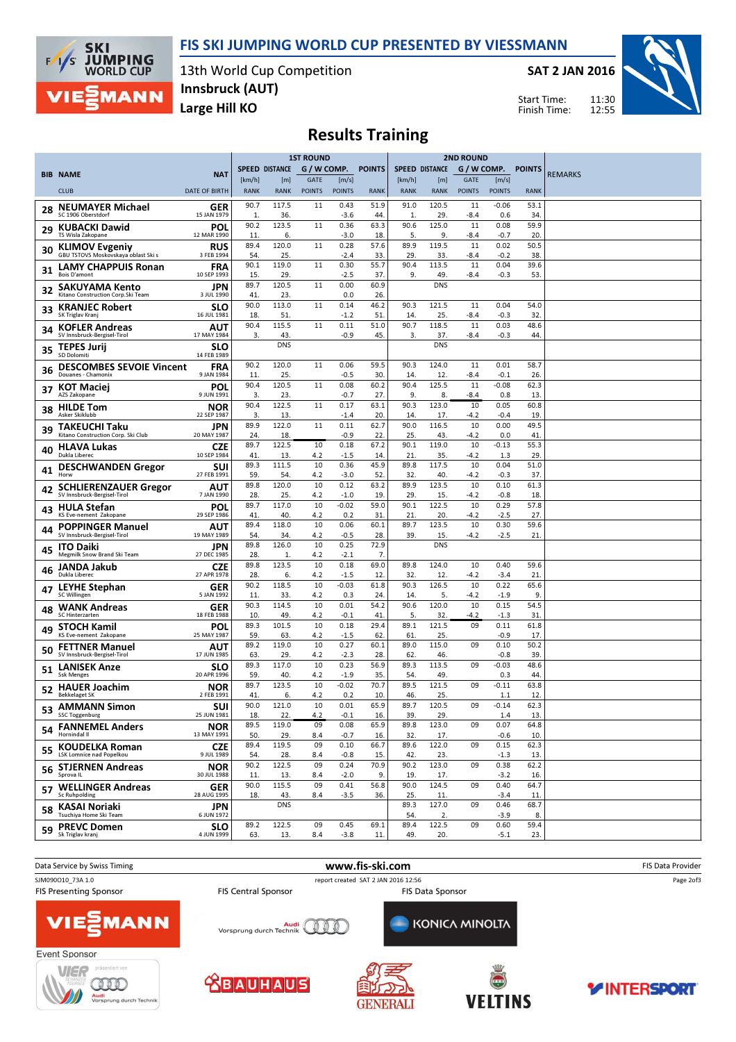# FIS SKI JUMPING WORLD CUP PRESENTED BY VIESSMANN

13th World Cup Competition
Innsbruck (AUT)
Large Hill KO

SAT 2 JAN 2016

Start Time: 11:30
Finish Time: 12:55

## Results Training

| BIB | NAME / CLUB | NAT / DATE OF BIRTH | 1ST ROUND SPEED [km/h] / RANK | DISTANCE [m] / RANK | G / W COMP. GATE / POINTS | [m/s] / POINTS | POINTS / RANK | 2ND ROUND SPEED [km/h] / RANK | DISTANCE [m] / RANK | G / W COMP. GATE / POINTS | [m/s] / POINTS | POINTS / RANK | REMARKS |
|---|---|---|---|---|---|---|---|---|---|---|---|---|---|
| 28 | NEUMAYER Michael / SC 1906 Oberstdorf | GER / 15 JAN 1979 | 90.7 / 1. | 117.5 / 36. | 11 | 0.43 / -3.6 | 51.9 / 44. | 91.0 / 1. | 120.5 / 29. | 11 / -8.4 | -0.06 / 0.6 | 53.1 / 34. | |
| 29 | KUBACKI Dawid / TS Wisla Zakopane | POL / 12 MAR 1990 | 90.2 / 11. | 123.5 / 6. | 11 | 0.36 / -3.0 | 63.3 / 18. | 90.6 / 5. | 125.0 / 9. | 11 / -8.4 | 0.08 / -0.7 | 59.9 / 20. | |
| 30 | KLIMOV Evgeniy / GBU TSTOVS Moskovskaya oblast Ski s | RUS / 3 FEB 1994 | 89.4 / 54. | 120.0 / 25. | 11 | 0.28 / -2.4 | 57.6 / 33. | 89.9 / 29. | 119.5 / 33. | 11 / -8.4 | 0.02 / -0.2 | 50.5 / 38. | |
| 31 | LAMY CHAPPUIS Ronan / Bois D'amont | FRA / 10 SEP 1993 | 90.1 / 15. | 119.0 / 29. | 11 | 0.30 / -2.5 | 55.7 / 37. | 90.4 / 9. | 113.5 / 49. | 11 / -8.4 | 0.04 / -0.3 | 39.6 / 53. | |
| 32 | SAKUYAMA Kento / Kitano Construction Corp.Ski Team | JPN / 3 JUL 1990 | 89.7 / 41. | 120.5 / 23. | 11 | 0.00 / 0.0 | 60.9 / 26. | | DNS | | | | |
| 33 | KRANJEC Robert / SK Triglav Kranj | SLO / 16 JUL 1981 | 90.0 / 18. | 113.0 / 51. | 11 | 0.14 / -1.2 | 46.2 / 51. | 90.3 / 14. | 121.5 / 25. | 11 / -8.4 | 0.04 / -0.3 | 54.0 / 32. | |
| 34 | KOFLER Andreas / SV Innsbruck-Bergisel-Tirol | AUT / 17 MAY 1984 | 90.4 / 3. | 115.5 / 43. | 11 | 0.11 / -0.9 | 51.0 / 45. | 90.7 / 3. | 118.5 / 37. | 11 / -8.4 | 0.03 / -0.3 | 48.6 / 44. | |
| 35 | TEPES Jurij / SD Dolomiti | SLO / 14 FEB 1989 | | DNS | | | | | DNS | | | | |
| 36 | DESCOMBES SEVOIE Vincent / Douanes - Chamonix | FRA / 9 JAN 1984 | 90.2 / 11. | 120.0 / 25. | 11 | 0.06 / -0.5 | 59.5 / 30. | 90.3 / 14. | 124.0 / 12. | 11 / -8.4 | 0.01 / -0.1 | 58.7 / 26. | |
| 37 | KOT Maciej / AZS Zakopane | POL / 9 JUN 1991 | 90.4 / 3. | 120.5 / 23. | 11 | 0.08 / -0.7 | 60.2 / 27. | 90.4 / 9. | 125.5 / 8. | 11 / -8.4 | -0.08 / 0.8 | 62.3 / 13. | |
| 38 | HILDE Tom / Asker Skiklubb | NOR / 22 SEP 1987 | 90.4 / 3. | 122.5 / 13. | 11 | 0.17 / -1.4 | 63.1 / 20. | 90.3 / 14. | 123.0 / 17. | 10 / -4.2 | 0.05 / -0.4 | 60.8 / 19. | |
| 39 | TAKEUCHI Taku / Kitano Construction Corp. Ski Club | JPN / 20 MAY 1987 | 89.9 / 24. | 122.0 / 18. | 11 | 0.11 / -0.9 | 62.7 / 22. | 90.0 / 25. | 116.5 / 43. | 10 / -4.2 | 0.00 / 0.0 | 49.5 / 41. | |
| 40 | HLAVA Lukas / Dukla Liberec | CZE / 10 SEP 1984 | 89.7 / 41. | 122.5 / 13. | 10 / 4.2 | 0.18 / -1.5 | 67.2 / 14. | 90.1 / 21. | 119.0 / 35. | 10 / -4.2 | -0.13 / 1.3 | 55.3 / 29. | |
| 41 | DESCHWANDEN Gregor / Horw | SUI / 27 FEB 1991 | 89.3 / 59. | 111.5 / 54. | 10 / 4.2 | 0.36 / -3.0 | 45.9 / 52. | 89.8 / 32. | 117.5 / 40. | 10 / -4.2 | 0.04 / -0.3 | 51.0 / 37. | |
| 42 | SCHLIERENZAUER Gregor / SV Innsbruck-Bergisel-Tirol | AUT / 7 JAN 1990 | 89.8 / 28. | 120.0 / 25. | 10 / 4.2 | 0.12 / -1.0 | 63.2 / 19. | 89.9 / 29. | 123.5 / 15. | 10 / -4.2 | 0.10 / -0.8 | 61.3 / 18. | |
| 43 | HULA Stefan / KS Eve-nement Zakopane | POL / 29 SEP 1986 | 89.7 / 41. | 117.0 / 40. | 10 / 4.2 | -0.02 / 0.2 | 59.0 / 31. | 90.1 / 21. | 122.5 / 20. | 10 / -4.2 | 0.29 / -2.5 | 57.8 / 27. | |
| 44 | POPPINGER Manuel / SV Innsbruck-Bergisel-Tirol | AUT / 19 MAY 1989 | 89.4 / 54. | 118.0 / 34. | 10 / 4.2 | 0.06 / -0.5 | 60.1 / 28. | 89.7 / 39. | 123.5 / 15. | 10 / -4.2 | 0.30 / -2.5 | 59.6 / 21. | |
| 45 | ITO Daiki / Megmilk Snow Brand Ski Team | JPN / 27 DEC 1985 | 89.8 / 28. | 126.0 / 1. | 10 / 4.2 | 0.25 / -2.1 | 72.9 / 7. | | DNS | | | | |
| 46 | JANDA Jakub / Dukla Liberec | CZE / 27 APR 1978 | 89.8 / 28. | 123.5 / 6. | 10 / 4.2 | 0.18 / -1.5 | 69.0 / 12. | 89.8 / 32. | 124.0 / 12. | 10 / -4.2 | 0.40 / -3.4 | 59.6 / 21. | |
| 47 | LEYHE Stephan / SC Willingen | GER / 5 JAN 1992 | 90.2 / 11. | 118.5 / 33. | 10 / 4.2 | -0.03 / 0.3 | 61.8 / 24. | 90.3 / 14. | 126.5 / 5. | 10 / -4.2 | 0.22 / -1.9 | 65.6 / 9. | |
| 48 | WANK Andreas / SC Hinterzarten | GER / 18 FEB 1988 | 90.3 / 10. | 114.5 / 49. | 10 / 4.2 | 0.01 / -0.1 | 54.2 / 41. | 90.6 / 5. | 120.0 / 32. | 10 / -4.2 | 0.15 / -1.3 | 54.5 / 31. | |
| 49 | STOCH Kamil / KS Eve-nement Zakopane | POL / 25 MAY 1987 | 89.3 / 59. | 101.5 / 63. | 10 / 4.2 | 0.18 / -1.5 | 29.4 / 62. | 89.1 / 61. | 121.5 / 25. | 09 | 0.11 / -0.9 | 61.8 / 17. | |
| 50 | FETTNER Manuel / SV Innsbruck-Bergisel-Tirol | AUT / 17 JUN 1985 | 89.2 / 63. | 119.0 / 29. | 10 / 4.2 | 0.27 / -2.3 | 60.1 / 28. | 89.0 / 62. | 115.0 / 46. | 09 | 0.10 / -0.8 | 50.2 / 39. | |
| 51 | LANISEK Anze / Ssk Menges | SLO / 20 APR 1996 | 89.3 / 59. | 117.0 / 40. | 10 / 4.2 | 0.23 / -1.9 | 56.9 / 35. | 89.3 / 54. | 113.5 / 49. | 09 | -0.03 / 0.3 | 48.6 / 44. | |
| 52 | HAUER Joachim / Bekkelaget SK | NOR / 2 FEB 1991 | 89.7 / 41. | 123.5 / 6. | 10 / 4.2 | -0.02 / 0.2 | 70.7 / 10. | 89.5 / 46. | 121.5 / 25. | 09 | -0.11 / 1.1 | 63.8 / 12. | |
| 53 | AMMANN Simon / SSC Toggenburg | SUI / 25 JUN 1981 | 90.0 / 18. | 121.0 / 22. | 10 / 4.2 | 0.01 / -0.1 | 65.9 / 16. | 89.7 / 39. | 120.5 / 29. | 09 | -0.14 / 1.4 | 62.3 / 13. | |
| 54 | FANNEMEL Anders / Hornindal Il | NOR / 13 MAY 1991 | 89.5 / 50. | 119.0 / 29. | 09 / 8.4 | 0.08 / -0.7 | 65.9 / 16. | 89.8 / 32. | 123.0 / 17. | 09 | 0.07 / -0.6 | 64.8 / 10. | |
| 55 | KOUDELKA Roman / LSK Lomnice nad Popelkou | CZE / 9 JUL 1989 | 89.4 / 54. | 119.5 / 28. | 09 / 8.4 | 0.10 / -0.8 | 66.7 / 15. | 89.6 / 42. | 122.0 / 23. | 09 | 0.15 / -1.3 | 62.3 / 13. | |
| 56 | STJERNEN Andreas / Sprova IL | NOR / 30 JUL 1988 | 90.2 / 11. | 122.5 / 13. | 09 / 8.4 | 0.24 / -2.0 | 70.9 / 9. | 90.2 / 19. | 123.0 / 17. | 09 | 0.38 / -3.2 | 62.2 / 16. | |
| 57 | WELLINGER Andreas / Sc Ruhpolding | GER / 28 AUG 1995 | 90.0 / 18. | 115.5 / 43. | 09 / 8.4 | 0.41 / -3.5 | 56.8 / 36. | 90.0 / 25. | 124.5 / 11. | 09 | 0.40 / -3.4 | 64.7 / 11. | |
| 58 | KASAI Noriaki / Tsuchiya Home Ski Team | JPN / 6 JUN 1972 | | DNS | | | | 89.3 / 54. | 127.0 / 2. | 09 | 0.46 / -3.9 | 68.7 / 8. | |
| 59 | PREVC Domen / Sk Triglav kranj | SLO / 4 JUN 1999 | 89.2 / 63. | 122.5 / 13. | 09 / 8.4 | 0.45 / -3.8 | 69.1 / 11. | 89.4 / 49. | 122.5 / 20. | 09 | 0.60 / -5.1 | 59.4 / 23. | |

Data Service by Swiss Timing — www.fis-ski.com — FIS Data Provider

SJM090O10_73A 1.0 — report created SAT 2 JAN 2016 12:56

FIS Presenting Sponsor: VIESSMANN — FIS Central Sponsor: Audi Vorsprung durch Technik — FIS Data Sponsor: KONICA MINOLTA

Event Sponsor: VIER SCHANZEN TOURNEE präsentiert von Audi Vorsprung durch Technik — BAUHAUS — GENERALI — VELTINS — INTERSPORT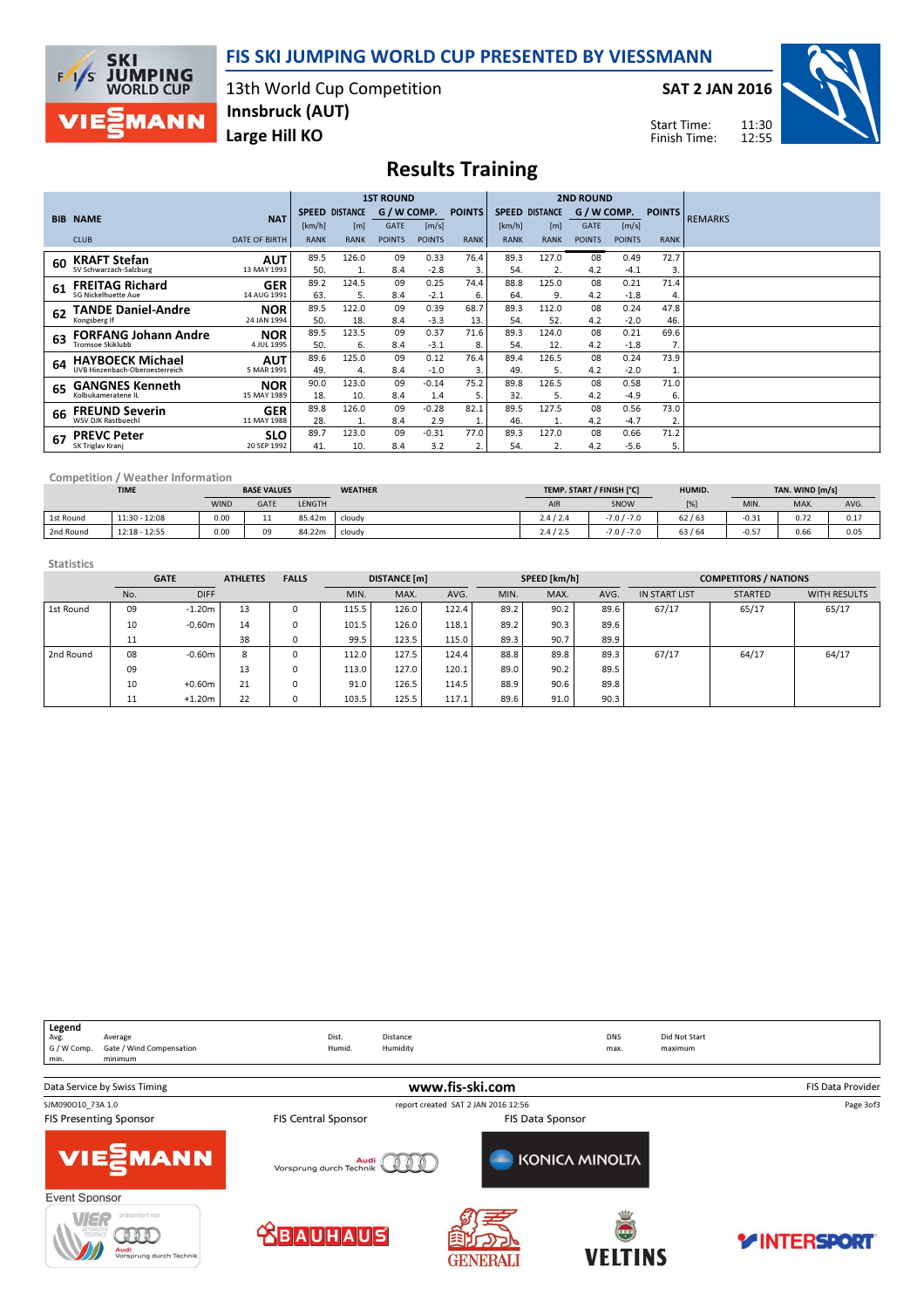# FIS SKI JUMPING WORLD CUP PRESENTED BY VIESSMANN

13th World Cup Competition
Innsbruck (AUT)
Large Hill KO

SAT 2 JAN 2016

Start Time: 11:30
Finish Time: 12:55

## Results Training

| BIB | NAME / CLUB | NAT / DATE OF BIRTH | 1ST ROUND SPEED [km/h] / RANK | DISTANCE [m] / RANK | GATE / GATE POINTS | WIND [m/s] / POINTS | POINTS / RANK | 2ND ROUND SPEED [km/h] / RANK | DISTANCE [m] / RANK | GATE / GATE POINTS | WIND [m/s] / POINTS | POINTS / RANK | REMARKS |
|---|---|---|---|---|---|---|---|---|---|---|---|---|---|
| 60 | **KRAFT Stefan** SV Schwarzach-Salzburg | AUT 13 MAY 1993 | 89.5 50. | 126.0 1. | 09 8.4 | 0.33 -2.8 | 76.4 3. | 89.3 54. | 127.0 2. | 08 4.2 | 0.49 -4.1 | 72.7 3. | |
| 61 | **FREITAG Richard** SG Nickelhuette Aue | GER 14 AUG 1991 | 89.2 63. | 124.5 5. | 09 8.4 | 0.25 -2.1 | 74.4 6. | 88.8 64. | 125.0 9. | 08 4.2 | 0.21 -1.8 | 71.4 4. | |
| 62 | **TANDE Daniel-Andre** Kongsberg If | NOR 24 JAN 1994 | 89.5 50. | 122.0 18. | 09 8.4 | 0.39 -3.3 | 68.7 13. | 89.3 54. | 112.0 52. | 08 4.2 | 0.24 -2.0 | 47.8 46. | |
| 63 | **FORFANG Johann Andre** Tromsoe Skiklubb | NOR 4 JUL 1995 | 89.5 50. | 123.5 6. | 09 8.4 | 0.37 -3.1 | 71.6 8. | 89.3 54. | 124.0 12. | 08 4.2 | 0.21 -1.8 | 69.6 7. | |
| 64 | **HAYBOECK Michael** UVB Hinzenbach-Oberoesterreich | AUT 5 MAR 1991 | 89.6 49. | 125.0 4. | 09 8.4 | 0.12 -1.0 | 76.4 3. | 89.4 49. | 126.5 5. | 08 4.2 | 0.24 -2.0 | 73.9 1. | |
| 65 | **GANGNES Kenneth** Kolbukameratene IL | NOR 15 MAY 1989 | 90.0 18. | 123.0 10. | 09 8.4 | -0.14 1.4 | 75.2 5. | 89.8 32. | 126.5 5. | 08 4.2 | 0.58 -4.9 | 71.0 6. | |
| 66 | **FREUND Severin** WSV DJK Rastbuechl | GER 11 MAY 1988 | 89.8 28. | 126.0 1. | 09 8.4 | -0.28 2.9 | 82.1 1. | 89.5 46. | 127.5 1. | 08 4.2 | 0.56 -4.7 | 73.0 2. | |
| 67 | **PREVC Peter** SK Triglav Kranj | SLO 20 SEP 1992 | 89.7 41. | 123.0 10. | 09 8.4 | -0.31 3.2 | 77.0 2. | 89.3 54. | 127.0 2. | 08 4.2 | 0.66 -5.6 | 71.2 5. | |

### Competition / Weather Information

| | TIME | BASE VALUES WIND | GATE | LENGTH | WEATHER | TEMP. START / FINISH [°C] AIR | SNOW | HUMID. [%] | TAN. WIND [m/s] MIN. | MAX. | AVG. |
|---|---|---|---|---|---|---|---|---|---|---|---|
| 1st Round | 11:30 - 12:08 | 0.00 | 11 | 85.42m | cloudy | 2.4 / 2.4 | -7.0 / -7.0 | 62 / 63 | -0.31 | 0.72 | 0.17 |
| 2nd Round | 12:18 - 12:55 | 0.00 | 09 | 84.22m | cloudy | 2.4 / 2.5 | -7.0 / -7.0 | 63 / 64 | -0.57 | 0.66 | 0.05 |

### Statistics

| | GATE No. | DIFF | ATHLETES | FALLS | DISTANCE [m] MIN. | MAX. | AVG. | SPEED [km/h] MIN. | MAX. | AVG. | IN START LIST | STARTED | WITH RESULTS |
|---|---|---|---|---|---|---|---|---|---|---|---|---|---|
| 1st Round | 09 | -1.20m | 13 | 0 | 115.5 | 126.0 | 122.4 | 89.2 | 90.2 | 89.6 | 67/17 | 65/17 | 65/17 |
| | 10 | -0.60m | 14 | 0 | 101.5 | 126.0 | 118.1 | 89.2 | 90.3 | 89.6 | | | |
| | 11 | | 38 | 0 | 99.5 | 123.5 | 115.0 | 89.3 | 90.7 | 89.9 | | | |
| 2nd Round | 08 | -0.60m | 8 | 0 | 112.0 | 127.5 | 124.4 | 88.8 | 89.8 | 89.3 | 67/17 | 64/17 | 64/17 |
| | 09 | | 13 | 0 | 113.0 | 127.0 | 120.1 | 89.0 | 90.2 | 89.5 | | | |
| | 10 | +0.60m | 21 | 0 | 91.0 | 126.5 | 114.5 | 88.9 | 90.6 | 89.8 | | | |
| | 11 | +1.20m | 22 | 0 | 103.5 | 125.5 | 117.1 | 89.6 | 91.0 | 90.3 | | | |

**Legend**

| | | | | | |
|---|---|---|---|---|---|
| Avg. | Average | Dist. | Distance | DNS | Did Not Start |
| G / W Comp. | Gate / Wind Compensation | Humid. | Humidity | max. | maximum |
| min. | minimum | | | | |

Data Service by Swiss Timing — www.fis-ski.com — FIS Data Provider

SJM090O10_73A 1.0 — report created SAT 2 JAN 2016 12:56

FIS Presenting Sponsor — FIS Central Sponsor — FIS Data Sponsor

Event Sponsor